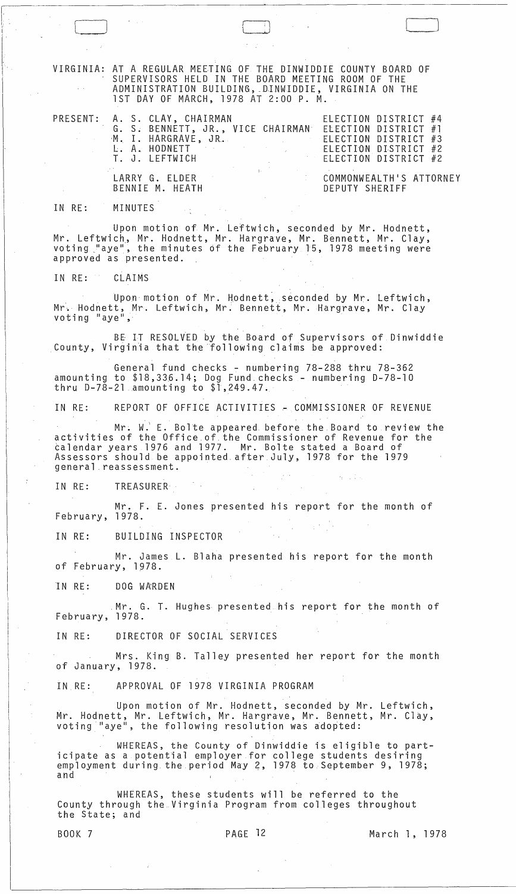VIRGINIA: AT A REGULAR MEETING OF THE DINWIDDIE COUNTY BOARD OF SUPERVISORS HELD IN THE BOARD MEETING ROOM OF THE ADMINISTRATION BUILDING, DINWIDDIE, VIRGINIA ON THE 1ST DAY OF MARCH, 1978 AT 2:00 P. M.

| PRESENT: | A. S. CLAY, CHAIRMAN | ELECTION DISTRICT #4 |
|---|---|---|
| | G. S. BENNETT, JR., VICE CHAIRMAN | ELECTION DISTRICT #1 |
| | M. I. HARGRAVE, JR. | ELECTION DISTRICT #3 |
| | L. A. HODNETT | ELECTION DISTRICT #2 |
| | T. J. LEFTWICH | ELECTION DISTRICT #2 |
| | LARRY G. ELDER | COMMONWEALTH'S ATTORNEY |
| | BENNIE M. HEATH | DEPUTY SHERIFF |

IN RE: MINUTES

Upon motion of Mr. Leftwich, seconded by Mr. Hodnett, Mr. Leftwich, Mr. Hodnett, Mr. Hargrave, Mr. Bennett, Mr. Clay, voting "aye", the minutes of the February 15, 1978 meeting were approved as presented.

IN RE: CLAIMS

Upon motion of Mr. Hodnett, seconded by Mr. Leftwich, Mr. Hodnett, Mr. Leftwich, Mr. Bennett, Mr. Hargrave, Mr. Clay voting "aye",

BE IT RESOLVED by the Board of Supervisors of Dinwiddie County, Virginia that the following claims be approved:

General fund checks - numbering 78-288 thru 78-362 amounting to $18,336.14; Dog Fund checks - numbering D-78-10 thru D-78-21 amounting to $1,249.47.

IN RE: REPORT OF OFFICE ACTIVITIES - COMMISSIONER OF REVENUE

Mr. W. E. Bolte appeared before the Board to review the activities of the Office of the Commissioner of Revenue for the calendar years 1976 and 1977. Mr. Bolte stated a Board of Assessors should be appointed after July, 1978 for the 1979 general reassessment.

IN RE: TREASURER

Mr. F. E. Jones presented his report for the month of February, 1978.

IN RE: BUILDING INSPECTOR

Mr. James L. Blaha presented his report for the month of February, 1978.

IN RE: DOG WARDEN

Mr. G. T. Hughes presented his report for the month of February, 1978.

IN RE: DIRECTOR OF SOCIAL SERVICES

Mrs. King B. Talley presented her report for the month of January, 1978.

IN RE: APPROVAL OF 1978 VIRGINIA PROGRAM

Upon motion of Mr. Hodnett, seconded by Mr. Leftwich, Mr. Hodnett, Mr. Leftwich, Mr. Hargrave, Mr. Bennett, Mr. Clay, voting "aye", the following resolution was adopted:

WHEREAS, the County of Dinwiddie is eligible to participate as a potential employer for college students desiring employment during the period May 2, 1978 to September 9, 1978; and

WHEREAS, these students will be referred to the County through the Virginia Program from colleges throughout the State; and

BOOK 7 PAGE 12 March 1, 1978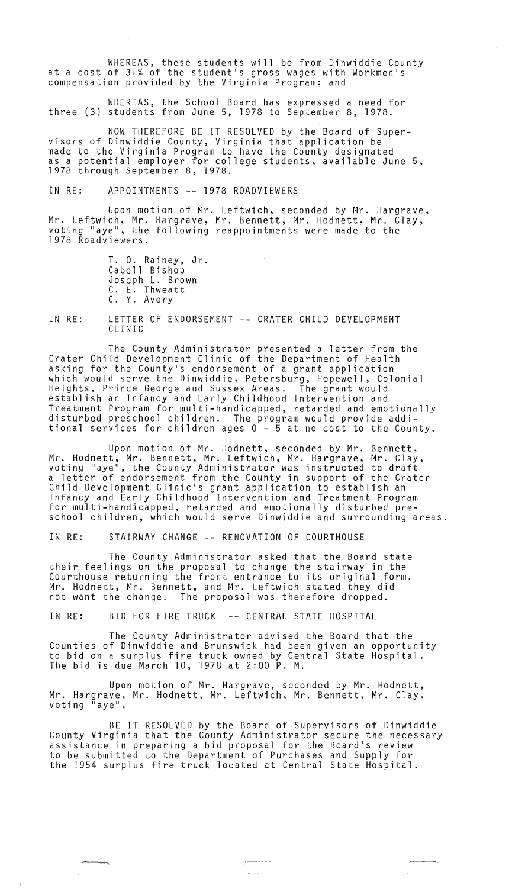WHEREAS, these students will be from Dinwiddie County at a cost of 31% of the student's gross wages with Workmen's compensation provided by the Virginia Program; and

WHEREAS, the School Board has expressed a need for three (3) students from June 5, 1978 to September 8, 1978.

NOW THEREFORE BE IT RESOLVED by the Board of Supervisors of Dinwiddie County, Virginia that application be made to the Virginia Program to have the County designated as a potential employer for college students, available June 5, 1978 through September 8, 1978.

IN RE: APPOINTMENTS -- 1978 ROADVIEWERS

Upon motion of Mr. Leftwich, seconded by Mr. Hargrave, Mr. Leftwich, Mr. Hargrave, Mr. Bennett, Mr. Hodnett, Mr. Clay, voting "aye", the following reappointments were made to the 1978 Roadviewers.

T. O. Rainey, Jr.
Cabell Bishop
Joseph L. Brown
C. E. Thweatt
C. Y. Avery

IN RE: LETTER OF ENDORSEMENT -- CRATER CHILD DEVELOPMENT CLINIC

The County Administrator presented a letter from the Crater Child Development Clinic of the Department of Health asking for the County's endorsement of a grant application which would serve the Dinwiddie, Petersburg, Hopewell, Colonial Heights, Prince George and Sussex Areas. The grant would establish an Infancy and Early Childhood Intervention and Treatment Program for multi-handicapped, retarded and emotionally disturbed preschool children. The program would provide additional services for children ages 0 - 5 at no cost to the County.

Upon motion of Mr. Hodnett, seconded by Mr. Bennett, Mr. Hodnett, Mr. Bennett, Mr. Leftwich, Mr. Hargrave, Mr. Clay, voting "aye", the County Administrator was instructed to draft a letter of endorsement from the County in support of the Crater Child Development Clinic's grant application to establish an Infancy and Early Childhood Intervention and Treatment Program for multi-handicapped, retarded and emotionally disturbed preschool children, which would serve Dinwiddie and surrounding areas.

IN RE: STAIRWAY CHANGE -- RENOVATION OF COURTHOUSE

The County Administrator asked that the Board state their feelings on the proposal to change the stairway in the Courthouse returning the front entrance to its original form. Mr. Hodnett, Mr. Bennett, and Mr. Leftwich stated they did not want the change. The proposal was therefore dropped.

IN RE: BID FOR FIRE TRUCK -- CENTRAL STATE HOSPITAL

The County Administrator advised the Board that the Counties of Dinwiddie and Brunswick had been given an opportunity to bid on a surplus fire truck owned by Central State Hospital. The bid is due March 10, 1978 at 2:00 P. M.

Upon motion of Mr. Hargrave, seconded by Mr. Hodnett, Mr. Hargrave, Mr. Hodnett, Mr. Leftwich, Mr. Bennett, Mr. Clay, voting "aye",

BE IT RESOLVED by the Board of Supervisors of Dinwiddie County Virginia that the County Administrator secure the necessary assistance in preparing a bid proposal for the Board's review to be submitted to the Department of Purchases and Supply for the 1954 surplus fire truck located at Central State Hospital.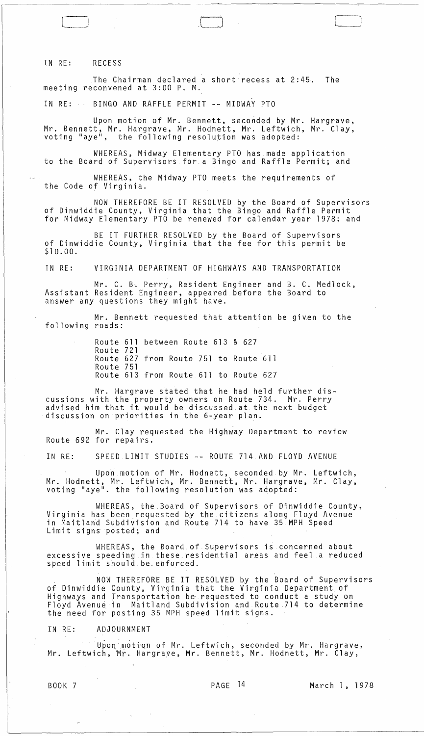IN RE: RECESS

The Chairman declared a short recess at 2:45. The meeting reconvened at 3:00 P. M.

IN RE: BINGO AND RAFFLE PERMIT -- MIDWAY PTO

Upon motion of Mr. Bennett, seconded by Mr. Hargrave, Mr. Bennett, Mr. Hargrave, Mr. Hodnett, Mr. Leftwich, Mr. Clay, voting "aye", the following resolution was adopted:

WHEREAS, Midway Elementary PTO has made application to the Board of Supervisors for a Bingo and Raffle Permit; and

WHEREAS, the Midway PTO meets the requirements of the Code of Virginia.

NOW THEREFORE BE IT RESOLVED by the Board of Supervisors of Dinwiddie County, Virginia that the Bingo and Raffle Permit for Midway Elementary PTO be renewed for calendar year 1978; and

BE IT FURTHER RESOLVED by the Board of Supervisors of Dinwiddie County, Virginia that the fee for this permit be $10.00.

IN RE: VIRGINIA DEPARTMENT OF HIGHWAYS AND TRANSPORTATION

Mr. C. B. Perry, Resident Engineer and B. C. Medlock, Assistant Resident Engineer, appeared before the Board to answer any questions they might have.

Mr. Bennett requested that attention be given to the following roads:

Route 611 between Route 613 & 627
Route 721
Route 627 from Route 751 to Route 611
Route 751
Route 613 from Route 611 to Route 627

Mr. Hargrave stated that he had held further discussions with the property owners on Route 734. Mr. Perry advised him that it would be discussed at the next budget discussion on priorities in the 6-year plan.

Mr. Clay requested the Highway Department to review Route 692 for repairs.

IN RE: SPEED LIMIT STUDIES -- ROUTE 714 AND FLOYD AVENUE

Upon motion of Mr. Hodnett, seconded by Mr. Leftwich, Mr. Hodnett, Mr. Leftwich, Mr. Bennett, Mr. Hargrave, Mr. Clay, voting "aye", the following resolution was adopted:

WHEREAS, the Board of Supervisors of Dinwiddie County, Virginia has been requested by the citizens along Floyd Avenue in Maitland Subdivision and Route 714 to have 35 MPH Speed Limit signs posted; and

WHEREAS, the Board of Supervisors is concerned about excessive speeding in these residential areas and feel a reduced speed limit should be enforced.

NOW THEREFORE BE IT RESOLVED by the Board of Supervisors of Dinwiddie County, Virginia that the Virginia Department of Highways and Transportation be requested to conduct a study on Floyd Avenue in Maitland Subdivision and Route 714 to determine the need for posting 35 MPH speed limit signs.

IN RE: ADJOURNMENT

Upon motion of Mr. Leftwich, seconded by Mr. Hargrave, Mr. Leftwich, Mr. Hargrave, Mr. Bennett, Mr. Hodnett, Mr. Clay,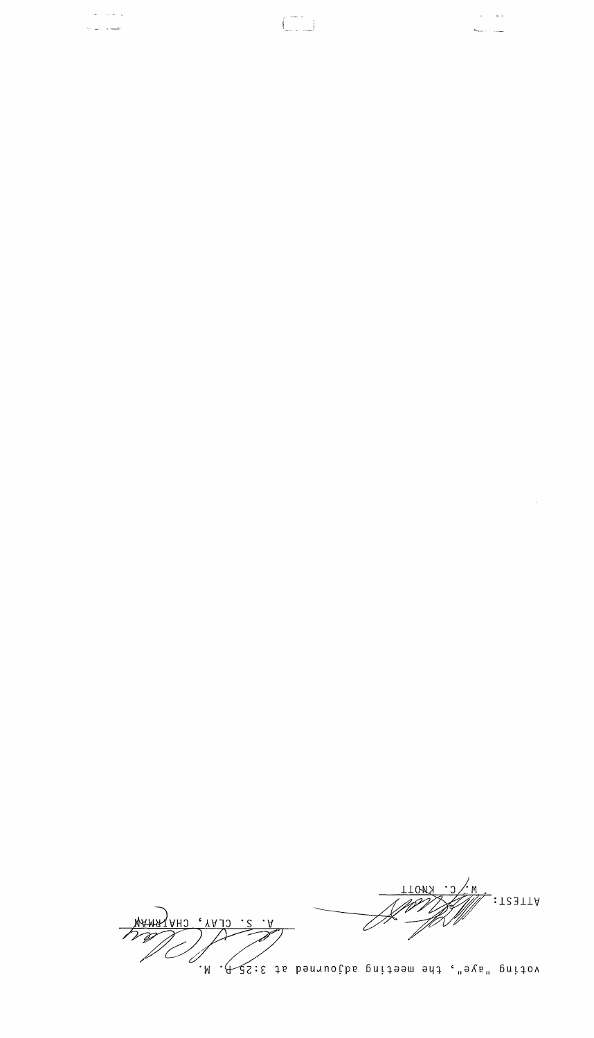voting "aye", the meeting adjourned at 3:25 P. M.

A. S. CLAY, CHAIRMAN

ATTEST: W. C. KNOTT